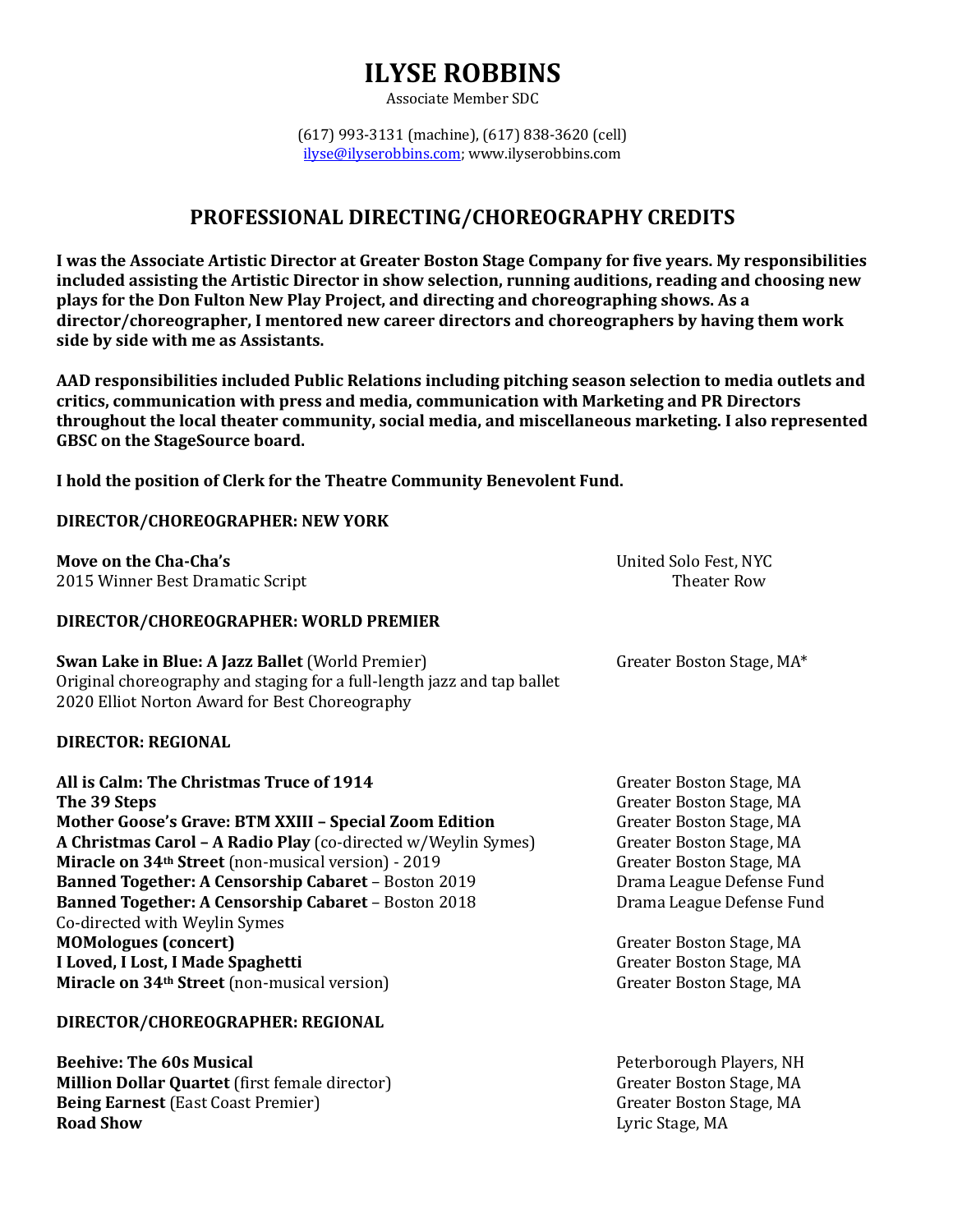# ILYSE ROBBINS

Associate Member SDC

(617) 993-3131 (machine), (617) 838-3620 (cell)
ilyse@ilyserobbins.com; www.ilyserobbins.com

## PROFESSIONAL DIRECTING/CHOREOGRAPHY CREDITS

**I was the Associate Artistic Director at Greater Boston Stage Company for five years. My responsibilities included assisting the Artistic Director in show selection, running auditions, reading and choosing new plays for the Don Fulton New Play Project, and directing and choreographing shows. As a director/choreographer, I mentored new career directors and choreographers by having them work side by side with me as Assistants.**

**AAD responsibilities included Public Relations including pitching season selection to media outlets and critics, communication with press and media, communication with Marketing and PR Directors throughout the local theater community, social media, and miscellaneous marketing. I also represented GBSC on the StageSource board.**

**I hold the position of Clerk for the Theatre Community Benevolent Fund.**

### DIRECTOR/CHOREOGRAPHER: NEW YORK

**Move on the Cha-Cha's** — United Solo Fest, NYC
2015 Winner Best Dramatic Script — Theater Row

### DIRECTOR/CHOREOGRAPHER: WORLD PREMIER

**Swan Lake in Blue: A Jazz Ballet** (World Premier) — Greater Boston Stage, MA*
Original choreography and staging for a full-length jazz and tap ballet
2020 Elliot Norton Award for Best Choreography

### DIRECTOR: REGIONAL

**All is Calm: The Christmas Truce of 1914** — Greater Boston Stage, MA
**The 39 Steps** — Greater Boston Stage, MA
**Mother Goose's Grave: BTM XXIII – Special Zoom Edition** — Greater Boston Stage, MA
**A Christmas Carol – A Radio Play** (co-directed w/Weylin Symes) — Greater Boston Stage, MA
**Miracle on 34th Street** (non-musical version) - 2019 — Greater Boston Stage, MA
**Banned Together: A Censorship Cabaret** – Boston 2019 — Drama League Defense Fund
**Banned Together: A Censorship Cabaret** – Boston 2018 — Drama League Defense Fund
Co-directed with Weylin Symes
**MOMologues (concert)** — Greater Boston Stage, MA
**I Loved, I Lost, I Made Spaghetti** — Greater Boston Stage, MA
**Miracle on 34th Street** (non-musical version) — Greater Boston Stage, MA

### DIRECTOR/CHOREOGRAPHER: REGIONAL

**Beehive: The 60s Musical** — Peterborough Players, NH
**Million Dollar Quartet** (first female director) — Greater Boston Stage, MA
**Being Earnest** (East Coast Premier) — Greater Boston Stage, MA
**Road Show** — Lyric Stage, MA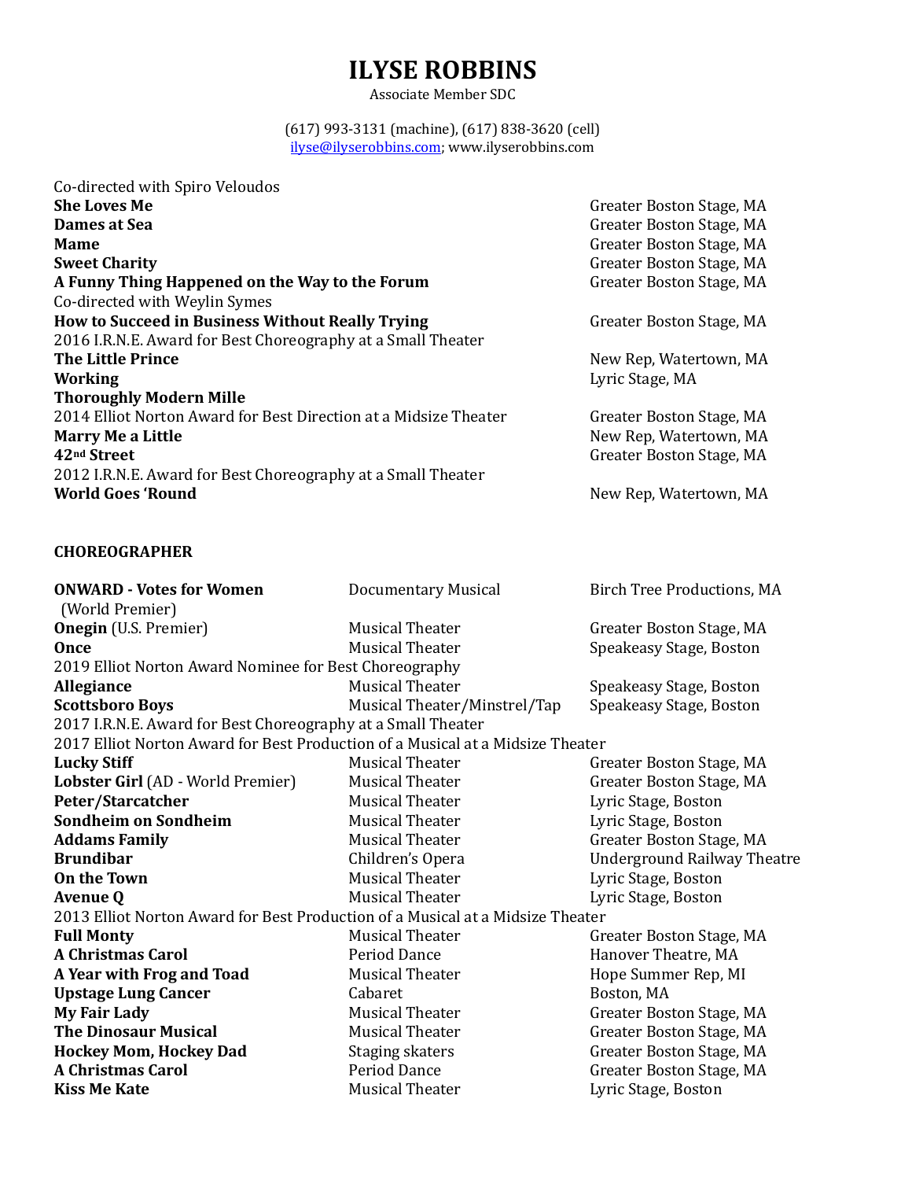# ILYSE ROBBINS

Associate Member SDC

(617) 993-3131 (machine), (617) 838-3620 (cell)
ilyse@ilyserobbins.com; www.ilyserobbins.com

| | |
|---|---|
| Co-directed with Spiro Veloudos | |
| **She Loves Me** | Greater Boston Stage, MA |
| **Dames at Sea** | Greater Boston Stage, MA |
| **Mame** | Greater Boston Stage, MA |
| **Sweet Charity** | Greater Boston Stage, MA |
| **A Funny Thing Happened on the Way to the Forum** | Greater Boston Stage, MA |
| Co-directed with Weylin Symes | |
| **How to Succeed in Business Without Really Trying** | Greater Boston Stage, MA |
| 2016 I.R.N.E. Award for Best Choreography at a Small Theater | |
| **The Little Prince** | New Rep, Watertown, MA |
| **Working** | Lyric Stage, MA |
| **Thoroughly Modern Mille** | |
| 2014 Elliot Norton Award for Best Direction at a Midsize Theater | Greater Boston Stage, MA |
| **Marry Me a Little** | New Rep, Watertown, MA |
| **42nd Street** | Greater Boston Stage, MA |
| 2012 I.R.N.E. Award for Best Choreography at a Small Theater | |
| **World Goes 'Round** | New Rep, Watertown, MA |

## CHOREOGRAPHER

| | | |
|---|---|---|
| **ONWARD - Votes for Women** (World Premier) | Documentary Musical | Birch Tree Productions, MA |
| **Onegin** (U.S. Premier) | Musical Theater | Greater Boston Stage, MA |
| **Once** | Musical Theater | Speakeasy Stage, Boston |
| 2019 Elliot Norton Award Nominee for Best Choreography | | |
| **Allegiance** | Musical Theater | Speakeasy Stage, Boston |
| **Scottsboro Boys** | Musical Theater/Minstrel/Tap | Speakeasy Stage, Boston |
| 2017 I.R.N.E. Award for Best Choreography at a Small Theater | | |
| 2017 Elliot Norton Award for Best Production of a Musical at a Midsize Theater | | |
| **Lucky Stiff** | Musical Theater | Greater Boston Stage, MA |
| **Lobster Girl** (AD - World Premier) | Musical Theater | Greater Boston Stage, MA |
| **Peter/Starcatcher** | Musical Theater | Lyric Stage, Boston |
| **Sondheim on Sondheim** | Musical Theater | Lyric Stage, Boston |
| **Addams Family** | Musical Theater | Greater Boston Stage, MA |
| **Brundibar** | Children's Opera | Underground Railway Theatre |
| **On the Town** | Musical Theater | Lyric Stage, Boston |
| **Avenue Q** | Musical Theater | Lyric Stage, Boston |
| 2013 Elliot Norton Award for Best Production of a Musical at a Midsize Theater | | |
| **Full Monty** | Musical Theater | Greater Boston Stage, MA |
| **A Christmas Carol** | Period Dance | Hanover Theatre, MA |
| **A Year with Frog and Toad** | Musical Theater | Hope Summer Rep, MI |
| **Upstage Lung Cancer** | Cabaret | Boston, MA |
| **My Fair Lady** | Musical Theater | Greater Boston Stage, MA |
| **The Dinosaur Musical** | Musical Theater | Greater Boston Stage, MA |
| **Hockey Mom, Hockey Dad** | Staging skaters | Greater Boston Stage, MA |
| **A Christmas Carol** | Period Dance | Greater Boston Stage, MA |
| **Kiss Me Kate** | Musical Theater | Lyric Stage, Boston |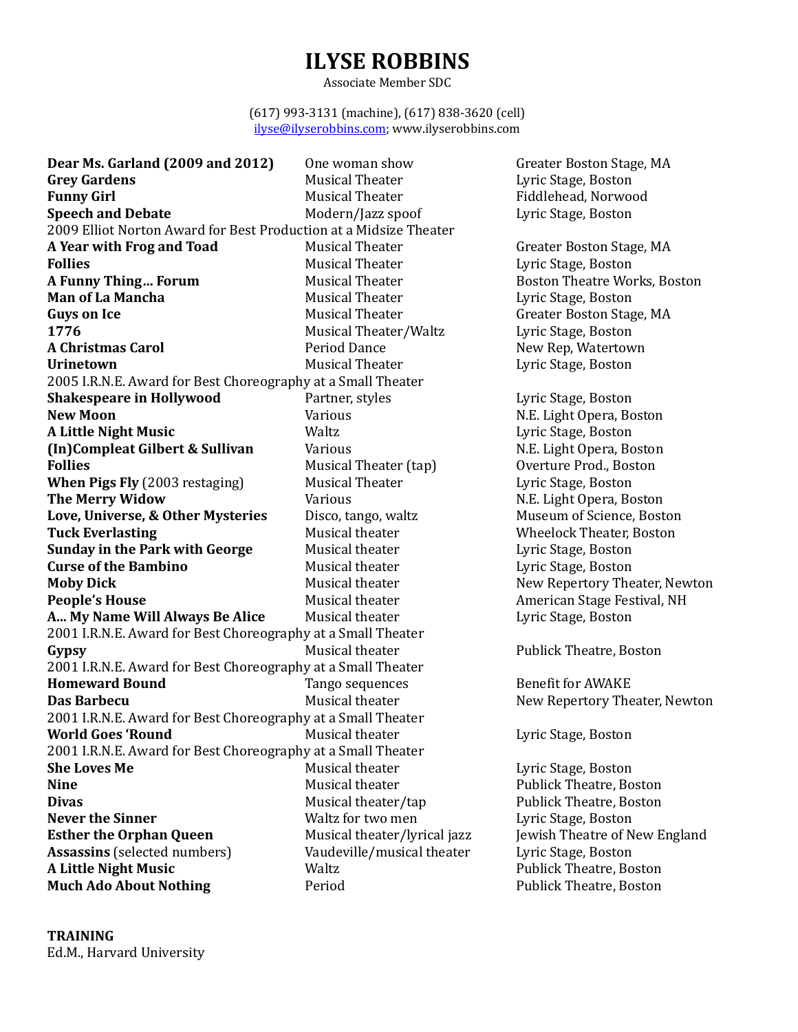# ILYSE ROBBINS

Associate Member SDC

(617) 993-3131 (machine), (617) 838-3620 (cell)
ilyse@ilyserobbins.com; www.ilyserobbins.com

| | | |
|---|---|---|
| **Dear Ms. Garland (2009 and 2012)** | One woman show | Greater Boston Stage, MA |
| **Grey Gardens** | Musical Theater | Lyric Stage, Boston |
| **Funny Girl** | Musical Theater | Fiddlehead, Norwood |
| **Speech and Debate** | Modern/Jazz spoof | Lyric Stage, Boston |
| 2009 Elliot Norton Award for Best Production at a Midsize Theater | | |
| **A Year with Frog and Toad** | Musical Theater | Greater Boston Stage, MA |
| **Follies** | Musical Theater | Lyric Stage, Boston |
| **A Funny Thing… Forum** | Musical Theater | Boston Theatre Works, Boston |
| **Man of La Mancha** | Musical Theater | Lyric Stage, Boston |
| **Guys on Ice** | Musical Theater | Greater Boston Stage, MA |
| **1776** | Musical Theater/Waltz | Lyric Stage, Boston |
| **A Christmas Carol** | Period Dance | New Rep, Watertown |
| **Urinetown** | Musical Theater | Lyric Stage, Boston |
| 2005 I.R.N.E. Award for Best Choreography at a Small Theater | | |
| **Shakespeare in Hollywood** | Partner, styles | Lyric Stage, Boston |
| **New Moon** | Various | N.E. Light Opera, Boston |
| **A Little Night Music** | Waltz | Lyric Stage, Boston |
| **(In)Compleat Gilbert & Sullivan** | Various | N.E. Light Opera, Boston |
| **Follies** | Musical Theater (tap) | Overture Prod., Boston |
| **When Pigs Fly** (2003 restaging) | Musical Theater | Lyric Stage, Boston |
| **The Merry Widow** | Various | N.E. Light Opera, Boston |
| **Love, Universe, & Other Mysteries** | Disco, tango, waltz | Museum of Science, Boston |
| **Tuck Everlasting** | Musical theater | Wheelock Theater, Boston |
| **Sunday in the Park with George** | Musical theater | Lyric Stage, Boston |
| **Curse of the Bambino** | Musical theater | Lyric Stage, Boston |
| **Moby Dick** | Musical theater | New Repertory Theater, Newton |
| **People's House** | Musical theater | American Stage Festival, NH |
| **A... My Name Will Always Be Alice** | Musical theater | Lyric Stage, Boston |
| 2001 I.R.N.E. Award for Best Choreography at a Small Theater | | |
| **Gypsy** | Musical theater | Publick Theatre, Boston |
| 2001 I.R.N.E. Award for Best Choreography at a Small Theater | | |
| **Homeward Bound** | Tango sequences | Benefit for AWAKE |
| **Das Barbecu** | Musical theater | New Repertory Theater, Newton |
| 2001 I.R.N.E. Award for Best Choreography at a Small Theater | | |
| **World Goes 'Round** | Musical theater | Lyric Stage, Boston |
| 2001 I.R.N.E. Award for Best Choreography at a Small Theater | | |
| **She Loves Me** | Musical theater | Lyric Stage, Boston |
| **Nine** | Musical theater | Publick Theatre, Boston |
| **Divas** | Musical theater/tap | Publick Theatre, Boston |
| **Never the Sinner** | Waltz for two men | Lyric Stage, Boston |
| **Esther the Orphan Queen** | Musical theater/lyrical jazz | Jewish Theatre of New England |
| **Assassins** (selected numbers) | Vaudeville/musical theater | Lyric Stage, Boston |
| **A Little Night Music** | Waltz | Publick Theatre, Boston |
| **Much Ado About Nothing** | Period | Publick Theatre, Boston |

**TRAINING**

Ed.M., Harvard University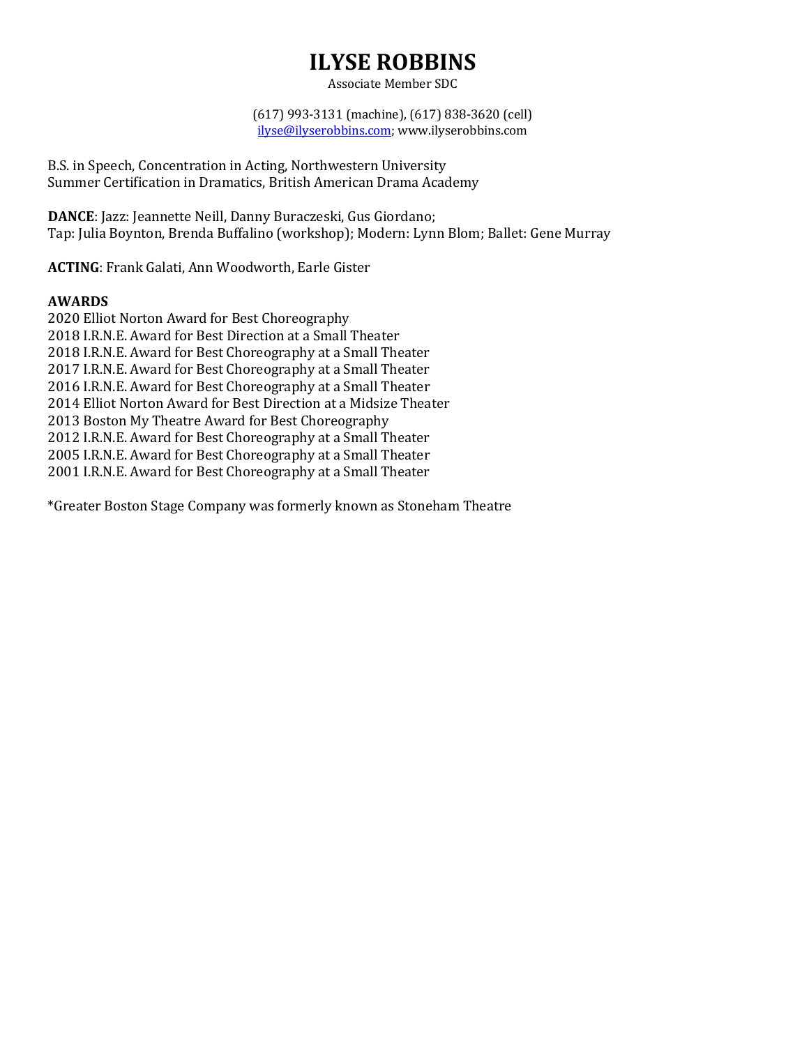# ILYSE ROBBINS

Associate Member SDC

(617) 993-3131 (machine), (617) 838-3620 (cell)
ilyse@ilyserobbins.com; www.ilyserobbins.com

B.S. in Speech, Concentration in Acting, Northwestern University
Summer Certification in Dramatics, British American Drama Academy

**DANCE**: Jazz: Jeannette Neill, Danny Buraczeski, Gus Giordano;
Tap: Julia Boynton, Brenda Buffalino (workshop); Modern: Lynn Blom; Ballet: Gene Murray

**ACTING**: Frank Galati, Ann Woodworth, Earle Gister

**AWARDS**

2020 Elliot Norton Award for Best Choreography
2018 I.R.N.E. Award for Best Direction at a Small Theater
2018 I.R.N.E. Award for Best Choreography at a Small Theater
2017 I.R.N.E. Award for Best Choreography at a Small Theater
2016 I.R.N.E. Award for Best Choreography at a Small Theater
2014 Elliot Norton Award for Best Direction at a Midsize Theater
2013 Boston My Theatre Award for Best Choreography
2012 I.R.N.E. Award for Best Choreography at a Small Theater
2005 I.R.N.E. Award for Best Choreography at a Small Theater
2001 I.R.N.E. Award for Best Choreography at a Small Theater

*Greater Boston Stage Company was formerly known as Stoneham Theatre